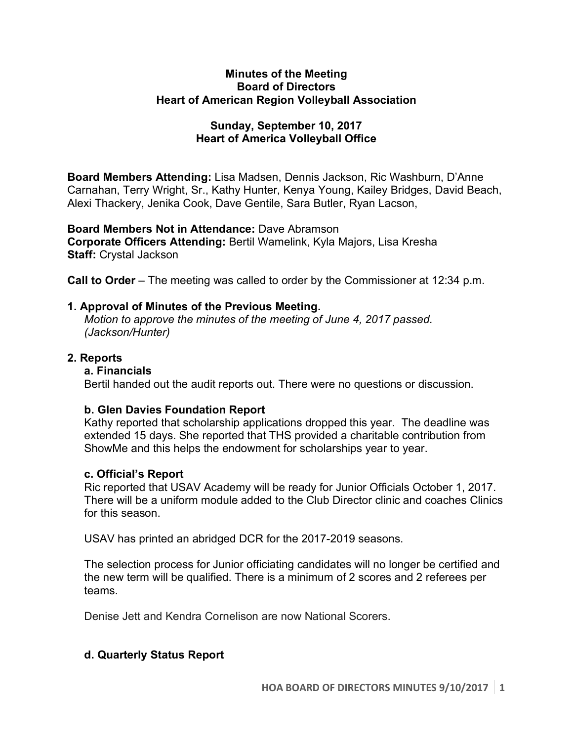**Minutes of the Meeting**
**Board of Directors**
**Heart of American Region Volleyball Association**

**Sunday, September 10, 2017**
**Heart of America Volleyball Office**

**Board Members Attending:** Lisa Madsen, Dennis Jackson, Ric Washburn, D'Anne Carnahan, Terry Wright, Sr., Kathy Hunter, Kenya Young, Kailey Bridges, David Beach, Alexi Thackery, Jenika Cook, Dave Gentile, Sara Butler, Ryan Lacson,

**Board Members Not in Attendance:** Dave Abramson
**Corporate Officers Attending:** Bertil Wamelink, Kyla Majors, Lisa Kresha
**Staff:** Crystal Jackson

**Call to Order** – The meeting was called to order by the Commissioner at 12:34 p.m.

### 1. Approval of Minutes of the Previous Meeting.

*Motion to approve the minutes of the meeting of June 4, 2017 passed. (Jackson/Hunter)*

### 2. Reports

#### a. Financials

Bertil handed out the audit reports out. There were no questions or discussion.

#### b. Glen Davies Foundation Report

Kathy reported that scholarship applications dropped this year. The deadline was extended 15 days. She reported that THS provided a charitable contribution from ShowMe and this helps the endowment for scholarships year to year.

#### c. Official's Report

Ric reported that USAV Academy will be ready for Junior Officials October 1, 2017. There will be a uniform module added to the Club Director clinic and coaches Clinics for this season.

USAV has printed an abridged DCR for the 2017-2019 seasons.

The selection process for Junior officiating candidates will no longer be certified and the new term will be qualified. There is a minimum of 2 scores and 2 referees per teams.

Denise Jett and Kendra Cornelison are now National Scorers.

#### d. Quarterly Status Report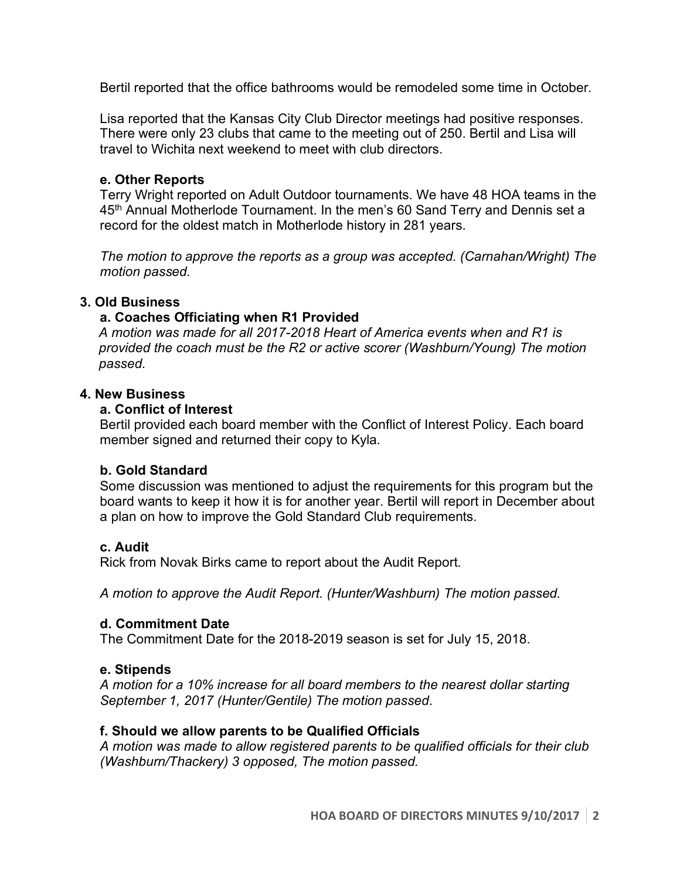Bertil reported that the office bathrooms would be remodeled some time in October.

Lisa reported that the Kansas City Club Director meetings had positive responses. There were only 23 clubs that came to the meeting out of 250. Bertil and Lisa will travel to Wichita next weekend to meet with club directors.

#### e. Other Reports

Terry Wright reported on Adult Outdoor tournaments. We have 48 HOA teams in the 45th Annual Motherlode Tournament. In the men's 60 Sand Terry and Dennis set a record for the oldest match in Motherlode history in 281 years.

*The motion to approve the reports as a group was accepted. (Carnahan/Wright) The motion passed.*

### 3. Old Business

#### a. Coaches Officiating when R1 Provided

*A motion was made for all 2017-2018 Heart of America events when and R1 is provided the coach must be the R2 or active scorer (Washburn/Young) The motion passed.*

### 4. New Business

#### a. Conflict of Interest

Bertil provided each board member with the Conflict of Interest Policy. Each board member signed and returned their copy to Kyla.

#### b. Gold Standard

Some discussion was mentioned to adjust the requirements for this program but the board wants to keep it how it is for another year. Bertil will report in December about a plan on how to improve the Gold Standard Club requirements.

#### c. Audit

Rick from Novak Birks came to report about the Audit Report.

*A motion to approve the Audit Report. (Hunter/Washburn) The motion passed.*

#### d. Commitment Date

The Commitment Date for the 2018-2019 season is set for July 15, 2018.

#### e. Stipends

*A motion for a 10% increase for all board members to the nearest dollar starting September 1, 2017 (Hunter/Gentile) The motion passed*.

#### f. Should we allow parents to be Qualified Officials

*A motion was made to allow registered parents to be qualified officials for their club (Washburn/Thackery) 3 opposed, The motion passed.*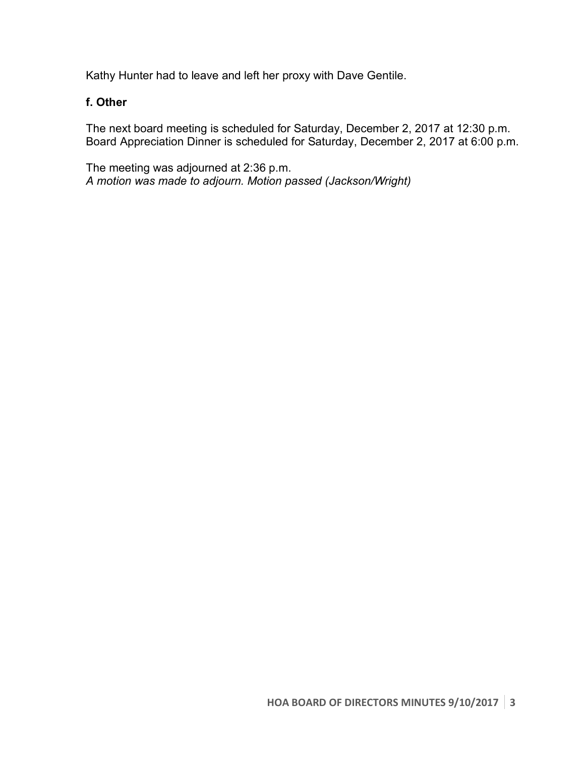Kathy Hunter had to leave and left her proxy with Dave Gentile.

**f. Other**

The next board meeting is scheduled for Saturday, December 2, 2017 at 12:30 p.m.
Board Appreciation Dinner is scheduled for Saturday, December 2, 2017 at 6:00 p.m.

The meeting was adjourned at 2:36 p.m.
*A motion was made to adjourn. Motion passed (Jackson/Wright)*